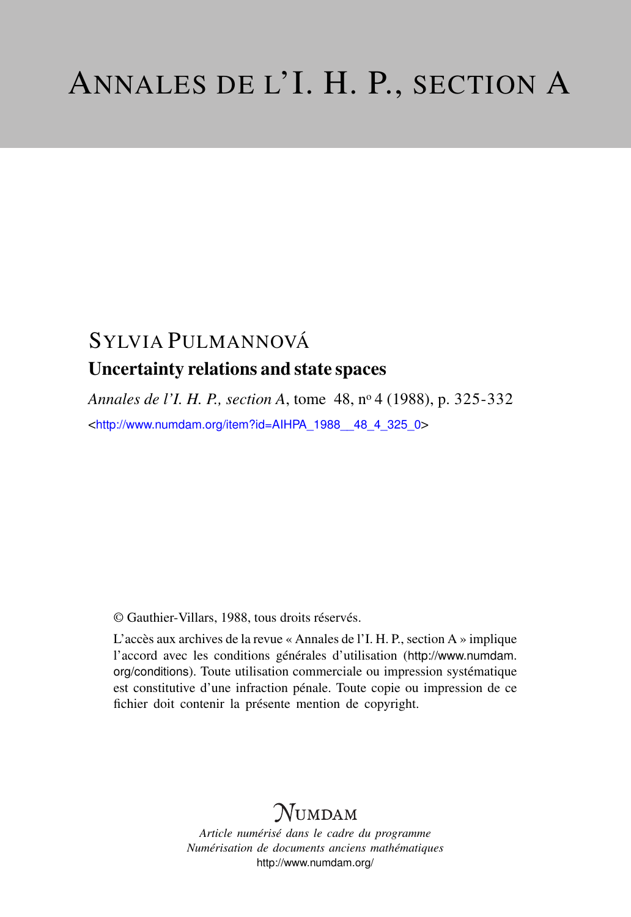# ANNALES DE L'I. H. P., SECTION A

SYLVIA PULMANNOVÁ

## Uncertainty relations and state spaces

*Annales de l'I. H. P., section A*, tome 48, n° 4 (1988), p. 325-332

<http://www.numdam.org/item?id=AIHPA_1988__48_4_325_0>

© Gauthier-Villars, 1988, tous droits réservés.

L'accès aux archives de la revue « Annales de l'I. H. P., section A » implique l'accord avec les conditions générales d'utilisation (http://www.numdam.org/conditions). Toute utilisation commerciale ou impression systématique est constitutive d'une infraction pénale. Toute copie ou impression de ce fichier doit contenir la présente mention de copyright.

NUMDAM

*Article numérisé dans le cadre du programme*
*Numérisation de documents anciens mathématiques*
http://www.numdam.org/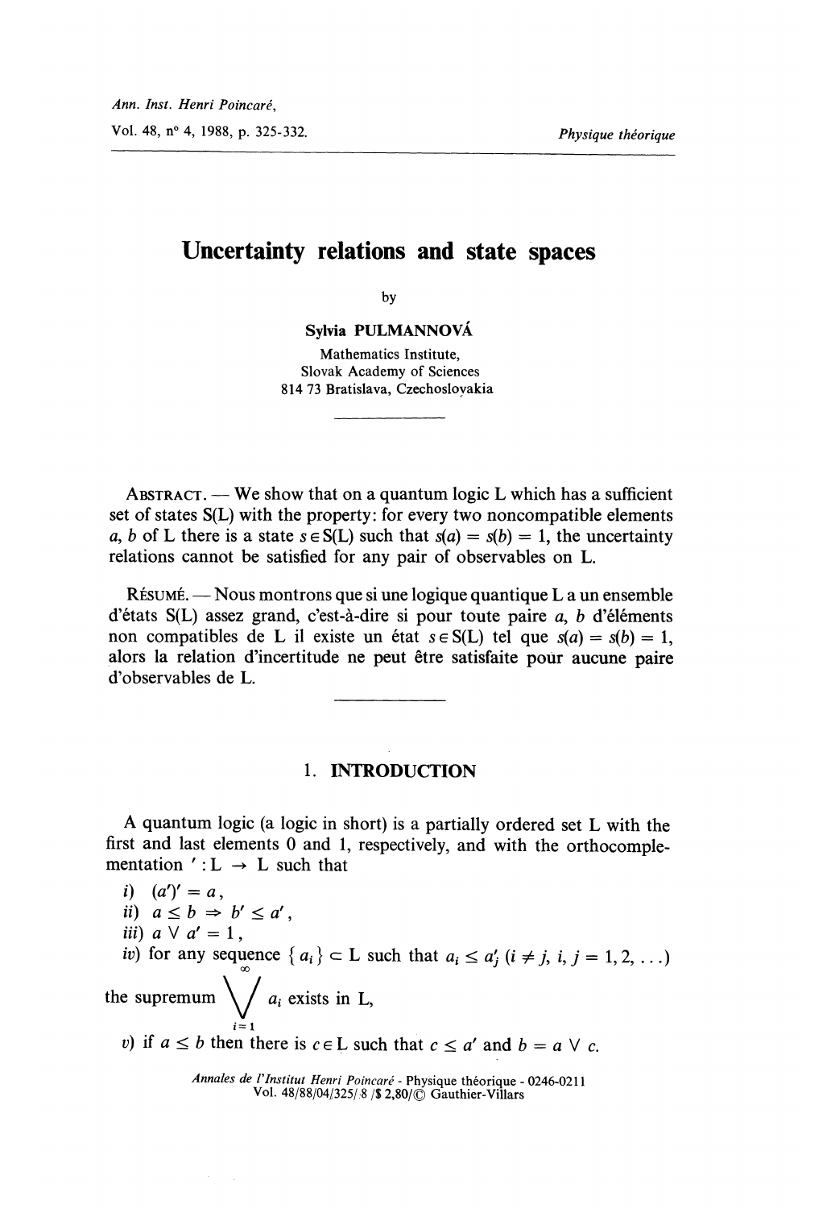# Uncertainty relations and state spaces

by

**Sylvia PULMANNOVÁ**

Mathematics Institute,
Slovak Academy of Sciences
814 73 Bratislava, Czechoslovakia

---

ABSTRACT. — We show that on a quantum logic L which has a sufficient set of states S(L) with the property: for every two noncompatible elements $a$, $b$ of L there is a state $s \in S(L)$ such that $s(a) = s(b) = 1$, the uncertainty relations cannot be satisfied for any pair of observables on L.

RÉSUMÉ. — Nous montrons que si une logique quantique L a un ensemble d'états S(L) assez grand, c'est-à-dire si pour toute paire $a$, $b$ d'éléments non compatibles de L il existe un état $s \in S(L)$ tel que $s(a) = s(b) = 1$, alors la relation d'incertitude ne peut être satisfaite pour aucune paire d'observables de L.

---

## 1. INTRODUCTION

A quantum logic (a logic in short) is a partially ordered set L with the first and last elements 0 and 1, respectively, and with the orthocomplementation $' : L \to L$ such that

*i)* $(a')' = a$,

*ii)* $a \leq b \Rightarrow b' \leq a'$,

*iii)* $a \vee a' = 1$,

*iv)* for any sequence $\{ a_i \} \subset L$ such that $a_i \leq a_j'$ $(i \neq j,\ i, j = 1, 2, \ldots)$ the supremum $\bigvee_{i=1}^{\infty} a_i$ exists in L,

*v)* if $a \leq b$ then there is $c \in L$ such that $c \leq a'$ and $b = a \vee c$.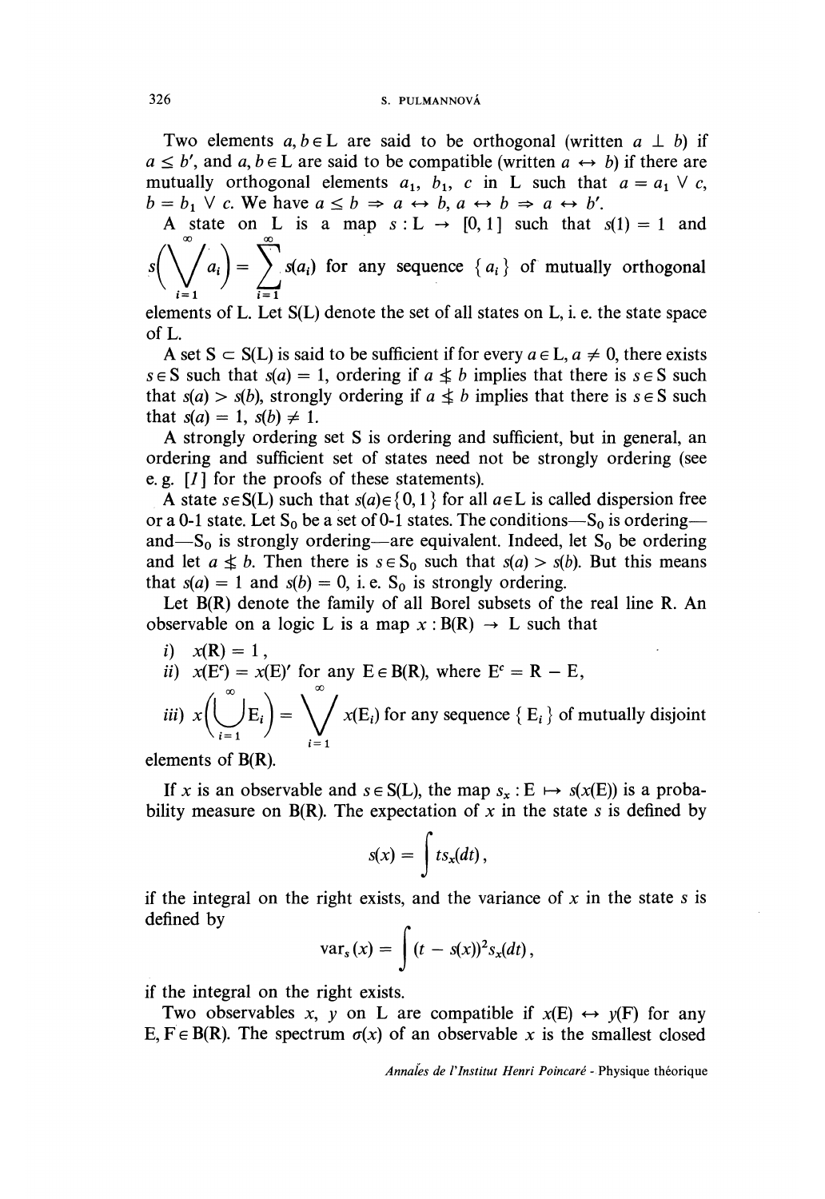Two elements $a, b \in L$ are said to be orthogonal (written $a \perp b$) if $a \leq b'$, and $a, b \in L$ are said to be compatible (written $a \leftrightarrow b$) if there are mutually orthogonal elements $a_1$, $b_1$, $c$ in L such that $a = a_1 \vee c$, $b = b_1 \vee c$. We have $a \leq b \Rightarrow a \leftrightarrow b$, $a \leftrightarrow b \Rightarrow a \leftrightarrow b'$.

A state on L is a map $s : L \to [0, 1]$ such that $s(1) = 1$ and $s\left(\bigvee_{i=1}^{\infty} a_i\right) = \sum_{i=1}^{\infty} s(a_i)$ for any sequence $\{ a_i \}$ of mutually orthogonal elements of L. Let S(L) denote the set of all states on L, i. e. the state space of L.

A set $S \subset S(L)$ is said to be sufficient if for every $a \in L$, $a \neq 0$, there exists $s \in S$ such that $s(a) = 1$, ordering if $a \nleq b$ implies that there is $s \in S$ such that $s(a) > s(b)$, strongly ordering if $a \nleq b$ implies that there is $s \in S$ such that $s(a) = 1$, $s(b) \neq 1$.

A strongly ordering set S is ordering and sufficient, but in general, an ordering and sufficient set of states need not be strongly ordering (see e. g. [1] for the proofs of these statements).

A state $s \in S(L)$ such that $s(a) \in \{0, 1\}$ for all $a \in L$ is called dispersion free or a 0-1 state. Let $S_0$ be a set of 0-1 states. The conditions—$S_0$ is ordering—and—$S_0$ is strongly ordering—are equivalent. Indeed, let $S_0$ be ordering and let $a \nleq b$. Then there is $s \in S_0$ such that $s(a) > s(b)$. But this means that $s(a) = 1$ and $s(b) = 0$, i. e. $S_0$ is strongly ordering.

Let B(R) denote the family of all Borel subsets of the real line R. An observable on a logic L is a map $x : B(R) \to L$ such that

*i)* $x(R) = 1$,

*ii)* $x(E^c) = x(E)'$ for any $E \in B(R)$, where $E^c = R - E$,

*iii)* $x\left(\bigcup_{i=1}^{\infty} E_i\right) = \bigvee_{i=1}^{\infty} x(E_i)$ for any sequence $\{ E_i \}$ of mutually disjoint elements of B(R).

If $x$ is an observable and $s \in S(L)$, the map $s_x : E \mapsto s(x(E))$ is a probability measure on B(R). The expectation of $x$ in the state $s$ is defined by

$$s(x) = \int t s_x(dt),$$

if the integral on the right exists, and the variance of $x$ in the state $s$ is defined by

$$\operatorname{var}_s(x) = \int (t - s(x))^2 s_x(dt),$$

if the integral on the right exists.

Two observables $x$, $y$ on L are compatible if $x(E) \leftrightarrow y(F)$ for any $E, F \in B(R)$. The spectrum $\sigma(x)$ of an observable $x$ is the smallest closed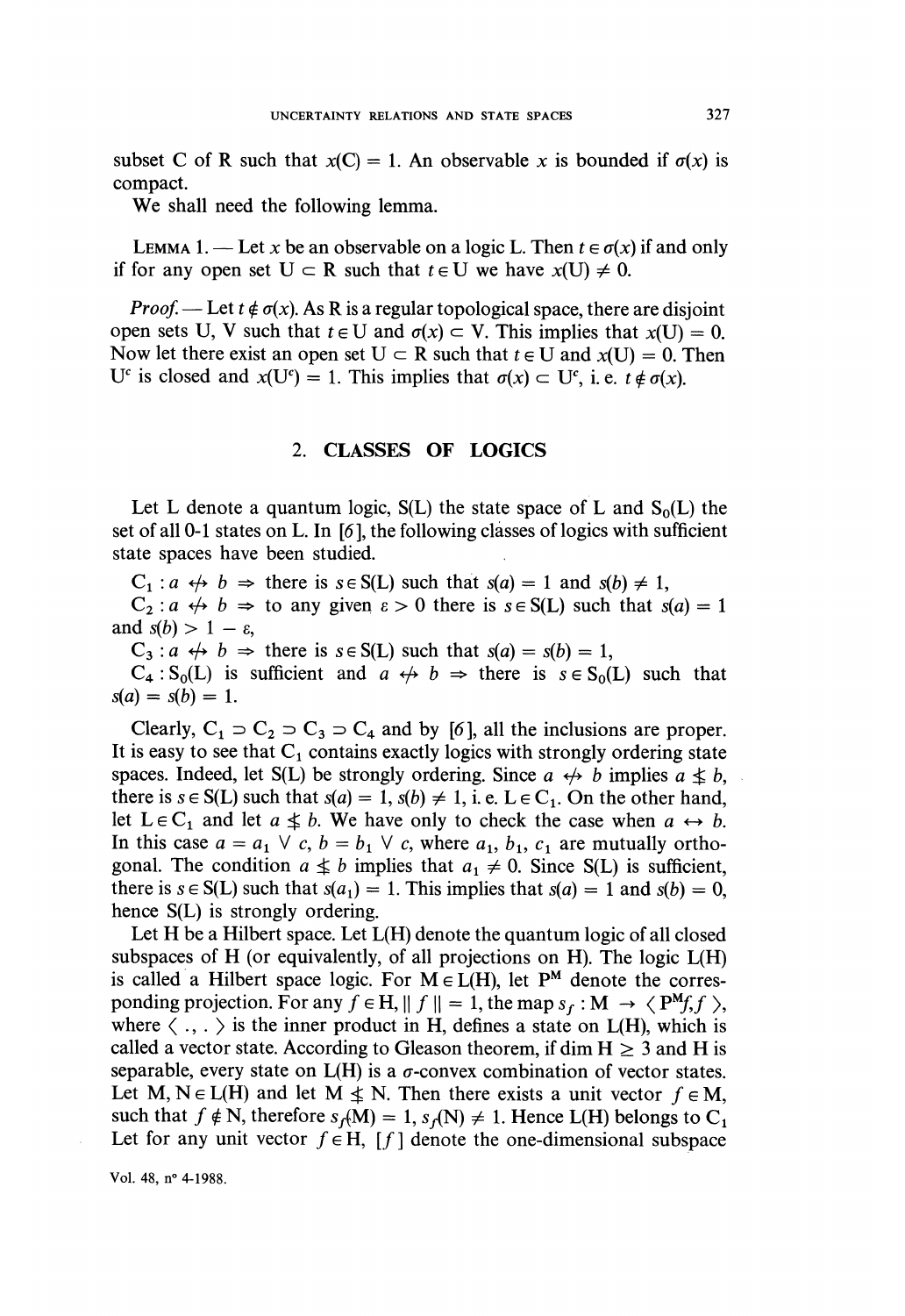subset C of R such that $x(C) = 1$. An observable $x$ is bounded if $\sigma(x)$ is compact.

We shall need the following lemma.

LEMMA 1. — Let $x$ be an observable on a logic L. Then $t \in \sigma(x)$ if and only if for any open set $U \subset R$ such that $t \in U$ we have $x(U) \neq 0$.

*Proof.* — Let $t \notin \sigma(x)$. As R is a regular topological space, there are disjoint open sets U, V such that $t \in U$ and $\sigma(x) \subset V$. This implies that $x(U) = 0$. Now let there exist an open set $U \subset R$ such that $t \in U$ and $x(U) = 0$. Then $U^c$ is closed and $x(U^c) = 1$. This implies that $\sigma(x) \subset U^c$, i. e. $t \notin \sigma(x)$.

## 2. CLASSES OF LOGICS

Let L denote a quantum logic, S(L) the state space of L and $S_0(L)$ the set of all 0-1 states on L. In [6], the following classes of logics with sufficient state spaces have been studied.

$C_1 : a \not\leftrightarrow b \Rightarrow$ there is $s \in S(L)$ such that $s(a) = 1$ and $s(b) \neq 1$,

$C_2 : a \not\leftrightarrow b \Rightarrow$ to any given $\varepsilon > 0$ there is $s \in S(L)$ such that $s(a) = 1$ and $s(b) > 1 - \varepsilon$,

$C_3 : a \not\leftrightarrow b \Rightarrow$ there is $s \in S(L)$ such that $s(a) = s(b) = 1$,

$C_4 : S_0(L)$ is sufficient and $a \not\leftrightarrow b \Rightarrow$ there is $s \in S_0(L)$ such that $s(a) = s(b) = 1$.

Clearly, $C_1 \supset C_2 \supset C_3 \supset C_4$ and by [6], all the inclusions are proper. It is easy to see that $C_1$ contains exactly logics with strongly ordering state spaces. Indeed, let S(L) be strongly ordering. Since $a \not\leftrightarrow b$ implies $a \nleq b$, there is $s \in S(L)$ such that $s(a) = 1$, $s(b) \neq 1$, i. e. $L \in C_1$. On the other hand, let $L \in C_1$ and let $a \nleq b$. We have only to check the case when $a \leftrightarrow b$. In this case $a = a_1 \vee c$, $b = b_1 \vee c$, where $a_1$, $b_1$, $c_1$ are mutually orthogonal. The condition $a \nleq b$ implies that $a_1 \neq 0$. Since S(L) is sufficient, there is $s \in S(L)$ such that $s(a_1) = 1$. This implies that $s(a) = 1$ and $s(b) = 0$, hence S(L) is strongly ordering.

Let H be a Hilbert space. Let L(H) denote the quantum logic of all closed subspaces of H (or equivalently, of all projections on H). The logic L(H) is called a Hilbert space logic. For $M \in L(H)$, let $P^M$ denote the corresponding projection. For any $f \in H$, $\| f \| = 1$, the map $s_f : M \rightarrow \langle P^M f, f \rangle$, where $\langle .,. \rangle$ is the inner product in H, defines a state on L(H), which is called a vector state. According to Gleason theorem, if $\dim H \geq 3$ and H is separable, every state on L(H) is a $\sigma$-convex combination of vector states. Let $M, N \in L(H)$ and let $M \nleq N$. Then there exists a unit vector $f \in M$, such that $f \notin N$, therefore $s_f(M) = 1$, $s_f(N) \neq 1$. Hence L(H) belongs to $C_1$. Let for any unit vector $f \in H$, $[f]$ denote the one-dimensional subspace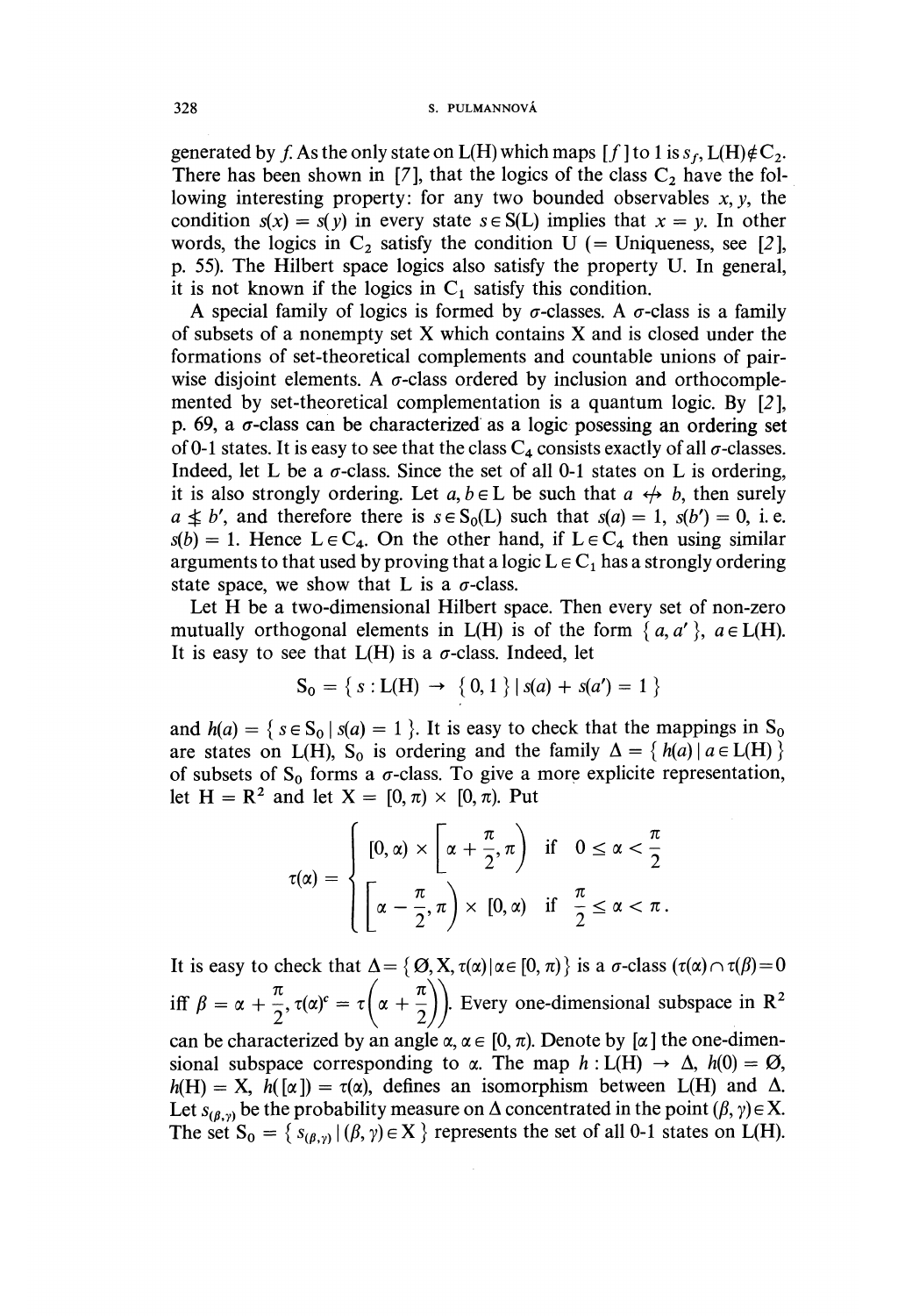generated by $f$. As the only state on L(H) which maps $[f]$ to 1 is $s_f$, $L(H) \notin C_2$. There has been shown in [7], that the logics of the class $C_2$ have the following interesting property: for any two bounded observables $x, y$, the condition $s(x) = s(y)$ in every state $s \in S(L)$ implies that $x = y$. In other words, the logics in $C_2$ satisfy the condition U (= Uniqueness, see [2], p. 55). The Hilbert space logics also satisfy the property U. In general, it is not known if the logics in $C_1$ satisfy this condition.

A special family of logics is formed by $\sigma$-classes. A $\sigma$-class is a family of subsets of a nonempty set X which contains X and is closed under the formations of set-theoretical complements and countable unions of pairwise disjoint elements. A $\sigma$-class ordered by inclusion and orthocomplemented by set-theoretical complementation is a quantum logic. By [2], p. 69, a $\sigma$-class can be characterized as a logic posessing an ordering set of 0-1 states. It is easy to see that the class $C_4$ consists exactly of all $\sigma$-classes. Indeed, let L be a $\sigma$-class. Since the set of all 0-1 states on L is ordering, it is also strongly ordering. Let $a, b \in L$ be such that $a \not\leftrightarrow b$, then surely $a \nleq b'$, and therefore there is $s \in S_0(L)$ such that $s(a) = 1$, $s(b') = 0$, i. e. $s(b) = 1$. Hence $L \in C_4$. On the other hand, if $L \in C_4$ then using similar arguments to that used by proving that a logic $L \in C_1$ has a strongly ordering state space, we show that L is a $\sigma$-class.

Let H be a two-dimensional Hilbert space. Then every set of non-zero mutually orthogonal elements in L(H) is of the form $\{a, a'\}$, $a \in L(H)$. It is easy to see that L(H) is a $\sigma$-class. Indeed, let

$$S_0 = \{ s : L(H) \to \{0, 1\} \mid s(a) + s(a') = 1 \}$$

and $h(a) = \{ s \in S_0 \mid s(a) = 1 \}$. It is easy to check that the mappings in $S_0$ are states on L(H), $S_0$ is ordering and the family $\Delta = \{ h(a) \mid a \in L(H) \}$ of subsets of $S_0$ forms a $\sigma$-class. To give a more explicite representation, let $H = R^2$ and let $X = [0, \pi) \times [0, \pi)$. Put

$$\tau(\alpha) = \begin{cases} [0, \alpha) \times \left[\alpha + \frac{\pi}{2}, \pi\right) & \text{if } 0 \leq \alpha < \frac{\pi}{2} \\ \left[\alpha - \frac{\pi}{2}, \pi\right) \times [0, \alpha) & \text{if } \frac{\pi}{2} \leq \alpha < \pi. \end{cases}$$

It is easy to check that $\Delta = \{ \emptyset, X, \tau(\alpha) \mid \alpha \in [0, \pi) \}$ is a $\sigma$-class ($\tau(\alpha) \cap \tau(\beta) = 0$ iff $\beta = \alpha + \frac{\pi}{2}$, $\tau(\alpha)^c = \tau\left(\alpha + \frac{\pi}{2}\right)$). Every one-dimensional subspace in $R^2$ can be characterized by an angle $\alpha$, $\alpha \in [0, \pi)$. Denote by $[\alpha]$ the one-dimensional subspace corresponding to $\alpha$. The map $h : L(H) \to \Delta$, $h(0) = \emptyset$, $h(H) = X$, $h([\alpha]) = \tau(\alpha)$, defines an isomorphism between L(H) and $\Delta$. Let $s_{(\beta,\gamma)}$ be the probability measure on $\Delta$ concentrated in the point $(\beta, \gamma) \in X$. The set $S_0 = \{ s_{(\beta,\gamma)} \mid (\beta, \gamma) \in X \}$ represents the set of all 0-1 states on L(H).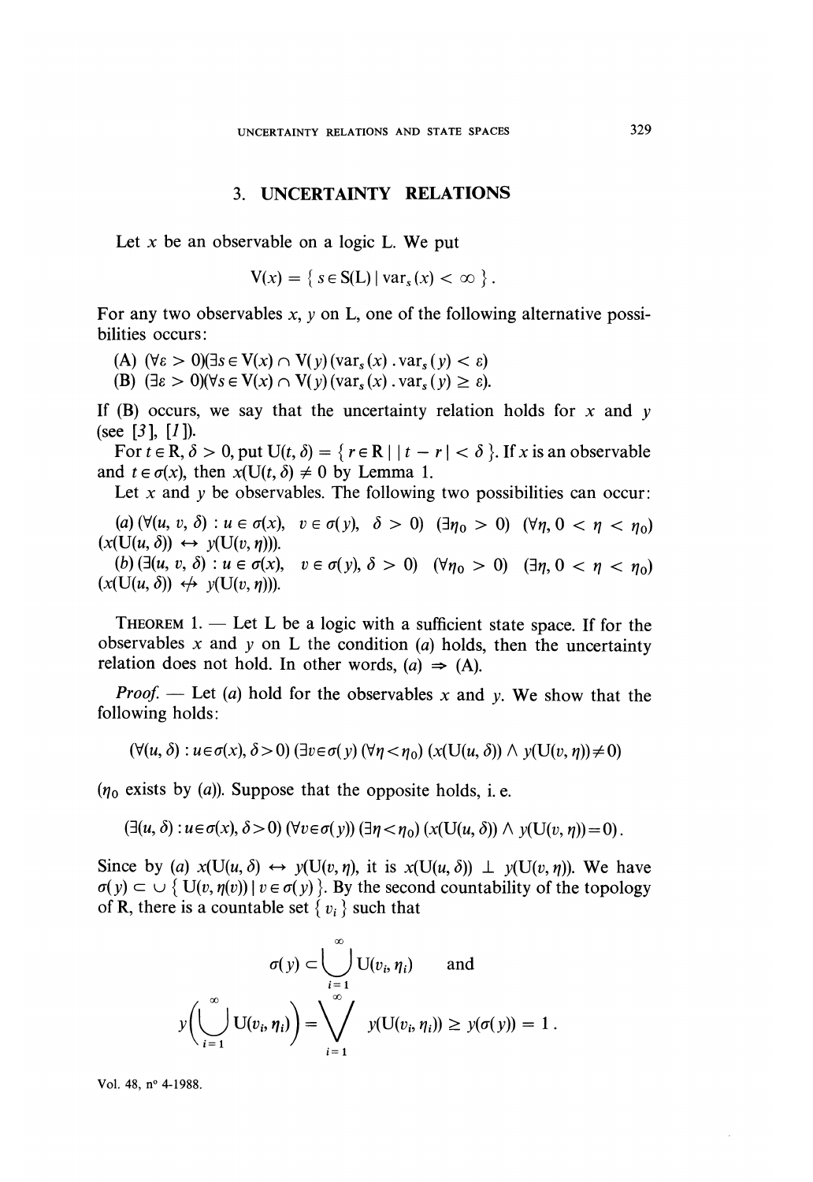## 3. UNCERTAINTY RELATIONS

Let $x$ be an observable on a logic L. We put

$$V(x) = \{ s \in S(L) \mid \mathrm{var}_s(x) < \infty \}.$$

For any two observables $x, y$ on L, one of the following alternative possibilities occurs:

(A) $(\forall \varepsilon > 0)(\exists s \in V(x) \cap V(y)\,(\mathrm{var}_s(x) \,.\, \mathrm{var}_s(y) < \varepsilon)$

(B) $(\exists \varepsilon > 0)(\forall s \in V(x) \cap V(y)\,.\,\mathrm{var}_s(x) \,.\, \mathrm{var}_s(y) \geq \varepsilon)$.

If (B) occurs, we say that the uncertainty relation holds for $x$ and $y$ (see [3], [1]).

For $t \in R$, $\delta > 0$, put $U(t, \delta) = \{ r \in R \mid | t - r | < \delta \}$. If $x$ is an observable and $t \in \sigma(x)$, then $x(U(t, \delta) \neq 0$ by Lemma 1.

Let $x$ and $y$ be observables. The following two possibilities can occur:

(a) $(\forall (u, v, \delta) : u \in \sigma(x), \ v \in \sigma(y), \ \delta > 0) \ (\exists \eta_0 > 0) \ (\forall \eta, 0 < \eta < \eta_0)$ $(x(U(u, \delta)) \leftrightarrow y(U(v, \eta)))$.

(b) $(\exists (u, v, \delta) : u \in \sigma(x), \ v \in \sigma(y), \ \delta > 0) \ (\forall \eta_0 > 0) \ (\exists \eta, 0 < \eta < \eta_0)$ $(x(U(u, \delta)) \not\leftrightarrow y(U(v, \eta)))$.

THEOREM 1. — Let L be a logic with a sufficient state space. If for the observables $x$ and $y$ on L the condition (a) holds, then the uncertainty relation does not hold. In other words, (a) $\Rightarrow$ (A).

*Proof.* — Let (a) hold for the observables $x$ and $y$. We show that the following holds:

$$(\forall (u, \delta) : u \in \sigma(x), \delta > 0)\ (\exists v \in \sigma(y)\ (\forall \eta < \eta_0)\ (x(U(u, \delta)) \wedge y(U(v, \eta)) \neq 0)$$

($\eta_0$ exists by (a)). Suppose that the opposite holds, i. e.

$$(\exists (u, \delta) : u \in \sigma(x), \delta > 0)\ (\forall v \in \sigma(y))\ (\exists \eta < \eta_0)\ (x(U(u, \delta)) \wedge y(U(v, \eta)) = 0).$$

Since by (a) $x(U(u, \delta)) \leftrightarrow y(U(v, \eta))$, it is $x(U(u, \delta)) \perp y(U(v, \eta))$. We have $\sigma(y) \subset \cup \{ U(v, \eta(v)) \mid v \in \sigma(y) \}$. By the second countability of the topology of R, there is a countable set $\{ v_i \}$ such that

$$\sigma(y) \subset \bigcup_{i=1}^{\infty} U(v_i, \eta_i) \quad \text{and}$$

$$y\left(\bigcup_{i=1}^{\infty} U(v_i, \eta_i)\right) = \bigvee_{i=1}^{\infty} y(U(v_i, \eta_i)) \geq y(\sigma(y)) = 1.$$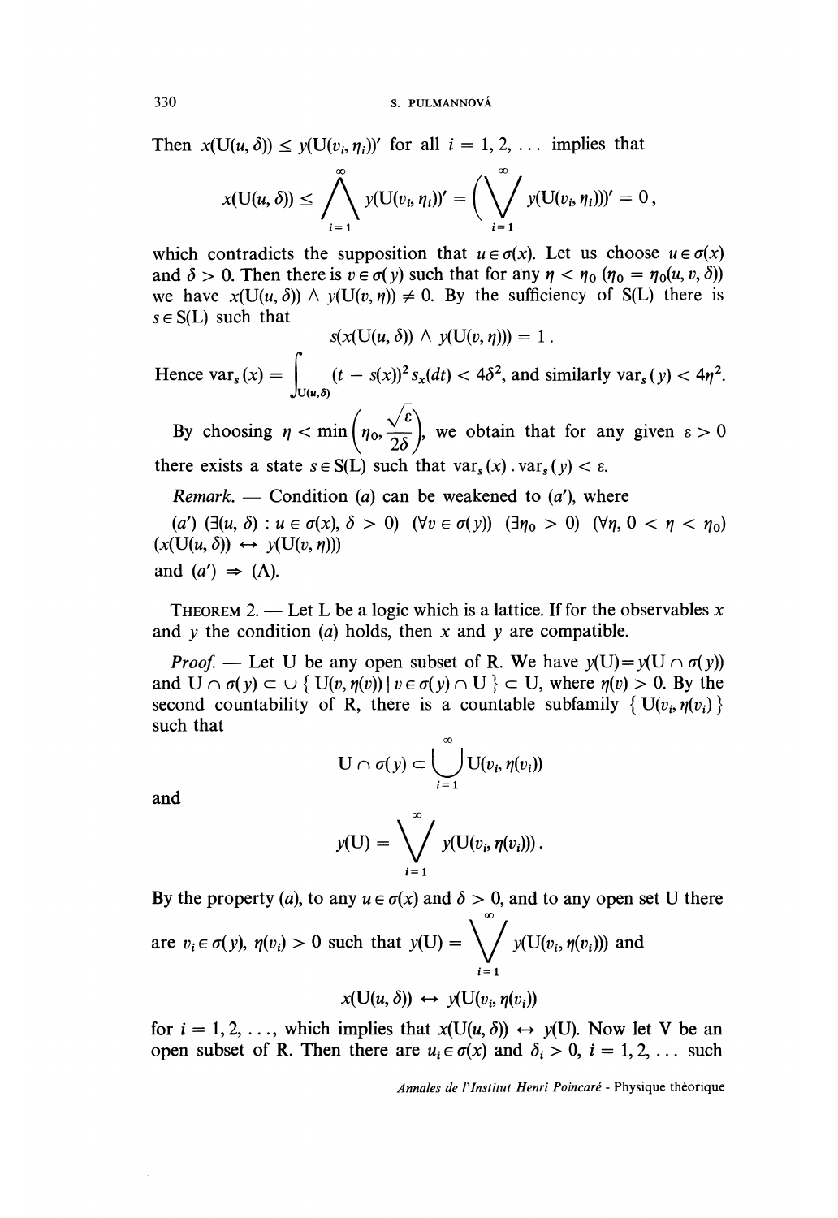Then $x(U(u, \delta)) \leq y(U(v_i, \eta_i))'$ for all $i = 1, 2, \ldots$ implies that

$$x(U(u, \delta)) \leq \bigwedge_{i=1}^{\infty} y(U(v_i, \eta_i))' = \left(\bigvee_{i=1}^{\infty} y(U(v_i, \eta_i))\right)' = 0,$$

which contradicts the supposition that $u \in \sigma(x)$. Let us choose $u \in \sigma(x)$ and $\delta > 0$. Then there is $v \in \sigma(y)$ such that for any $\eta < \eta_0$ ($\eta_0 = \eta_0(u, v, \delta)$) we have $x(U(u, \delta)) \wedge y(U(v, \eta)) \neq 0$. By the sufficiency of S(L) there is $s \in S(L)$ such that

$$s(x(U(u, \delta)) \wedge y(U(v, \eta))) = 1.$$

Hence $\operatorname{var}_s(x) = \int_{U(u,\delta)} (t - s(x))^2 s_x(dt) < 4\delta^2$, and similarly $\operatorname{var}_s(y) < 4\eta^2$.

By choosing $\eta < \min\left(\eta_0, \frac{\sqrt{\varepsilon}}{2\delta}\right)$, we obtain that for any given $\varepsilon > 0$ there exists a state $s \in S(L)$ such that $\operatorname{var}_s(x) \cdot \operatorname{var}_s(y) < \varepsilon$.

*Remark.* — Condition (*a*) can be weakened to (*a'*), where

(*a'*) $(\exists (u, \delta) : u \in \sigma(x), \delta > 0)$ $(\forall v \in \sigma(y))$ $(\exists \eta_0 > 0)$ $(\forall \eta, 0 < \eta < \eta_0)$ $(x(U(u, \delta)) \leftrightarrow y(U(v, \eta)))$

and (*a'*) $\Rightarrow$ (A).

THEOREM 2. — *Let L be a logic which is a lattice. If for the observables x and y the condition (a) holds, then x and y are compatible.*

*Proof.* — Let U be any open subset of R. We have $y(U) = y(U \cap \sigma(y))$ and $U \cap \sigma(y) \subset \cup \{ U(v, \eta(v)) \mid v \in \sigma(y) \cap U \} \subset U$, where $\eta(v) > 0$. By the second countability of R, there is a countable subfamily $\{ U(v_i, \eta(v_i)) \}$ such that

$$U \cap \sigma(y) \subset \bigcup_{i=1}^{\infty} U(v_i, \eta(v_i))$$

and

$$y(U) = \bigvee_{i=1}^{\infty} y(U(v_i, \eta(v_i))).$$

By the property (*a*), to any $u \in \sigma(x)$ and $\delta > 0$, and to any open set U there are $v_i \in \sigma(y)$, $\eta(v_i) > 0$ such that $y(U) = \bigvee_{i=1}^{\infty} y(U(v_i, \eta(v_i)))$ and

$$x(U(u, \delta)) \leftrightarrow y(U(v_i, \eta(v_i)))$$

for $i = 1, 2, \ldots$, which implies that $x(U(u, \delta)) \leftrightarrow y(U)$. Now let V be an open subset of R. Then there are $u_i \in \sigma(x)$ and $\delta_i > 0$, $i = 1, 2, \ldots$ such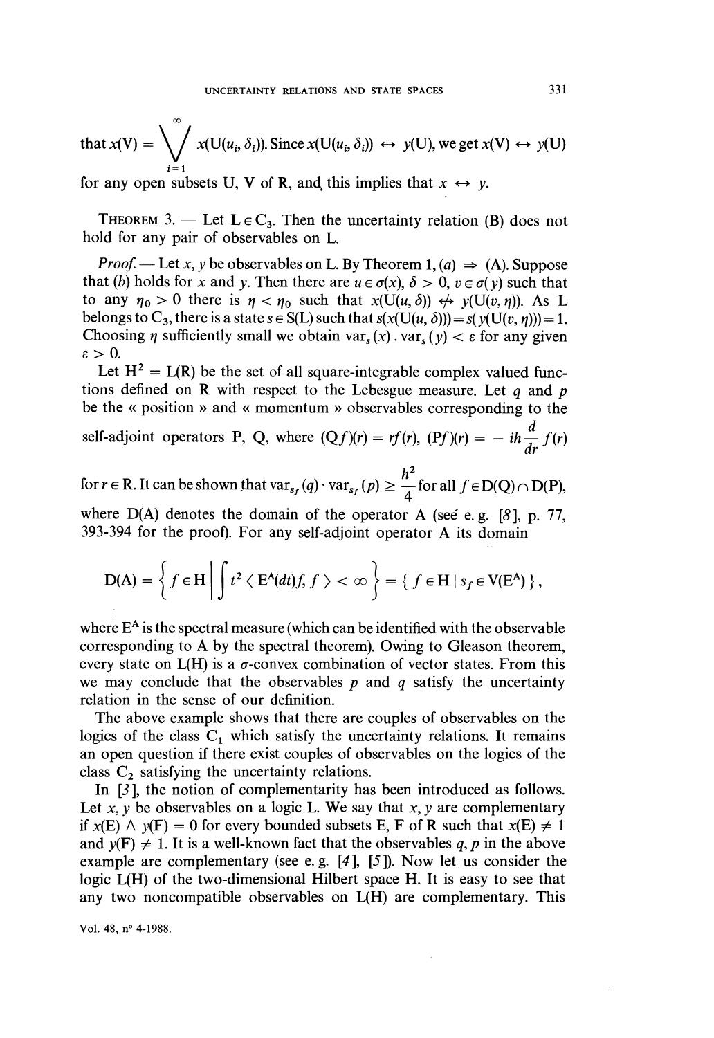that $x(V) = \bigvee_{i=1}^{\infty} x(U(u_i, \delta_i))$. Since $x(U(u_i, \delta_i)) \leftrightarrow y(U)$, we get $x(V) \leftrightarrow y(U)$ for any open subsets U, V of R, and this implies that $x \leftrightarrow y$.

THEOREM 3. — Let $L \in C_3$. Then the uncertainty relation (B) does not hold for any pair of observables on L.

*Proof.* — Let $x, y$ be observables on L. By Theorem 1, (*a*) $\Rightarrow$ (A). Suppose that (*b*) holds for $x$ and $y$. Then there are $u \in \sigma(x)$, $\delta > 0$, $v \in \sigma(y)$ such that to any $\eta_0 > 0$ there is $\eta < \eta_0$ such that $x(U(u, \delta)) \not\leftrightarrow y(U(v, \eta))$. As L belongs to $C_3$, there is a state $s \in S(L)$ such that $s(x(U(u, \delta))) = s(y(U(v, \eta))) = 1$. Choosing $\eta$ sufficiently small we obtain $\operatorname{var}_s(x) \cdot \operatorname{var}_s(y) < \varepsilon$ for any given $\varepsilon > 0$.

Let $H^2 = L(R)$ be the set of all square-integrable complex valued functions defined on R with respect to the Lebesgue measure. Let $q$ and $p$ be the « position » and « momentum » observables corresponding to the self-adjoint operators P, Q, where $(Qf)(r) = rf(r)$, $(Pf)(r) = -ih\frac{d}{dr}f(r)$ for $r \in R$. It can be shown that $\operatorname{var}_{s_f}(q) \cdot \operatorname{var}_{s_f}(p) \geq \frac{h^2}{4}$ for all $f \in D(Q) \cap D(P)$, where D(A) denotes the domain of the operator A (see e. g. [8], p. 77, 393-394 for the proof). For any self-adjoint operator A its domain

$$D(A) = \left\{ f \in H \,\middle|\, \int t^2 \langle E^A(dt)f, f \rangle < \infty \right\} = \{ f \in H \mid s_f \in V(E^A) \},$$

where $E^A$ is the spectral measure (which can be identified with the observable corresponding to A by the spectral theorem). Owing to Gleason theorem, every state on L(H) is a $\sigma$-convex combination of vector states. From this we may conclude that the observables $p$ and $q$ satisfy the uncertainty relation in the sense of our definition.

The above example shows that there are couples of observables on the logics of the class $C_1$ which satisfy the uncertainty relations. It remains an open question if there exist couples of observables on the logics of the class $C_2$ satisfying the uncertainty relations.

In [3], the notion of complementarity has been introduced as follows. Let $x, y$ be observables on a logic L. We say that $x, y$ are complementary if $x(E) \wedge y(F) = 0$ for every bounded subsets E, F of R such that $x(E) \neq 1$ and $y(F) \neq 1$. It is a well-known fact that the observables $q, p$ in the above example are complementary (see e. g. [4], [5]). Now let us consider the logic L(H) of the two-dimensional Hilbert space H. It is easy to see that any two noncompatible observables on L(H) are complementary. This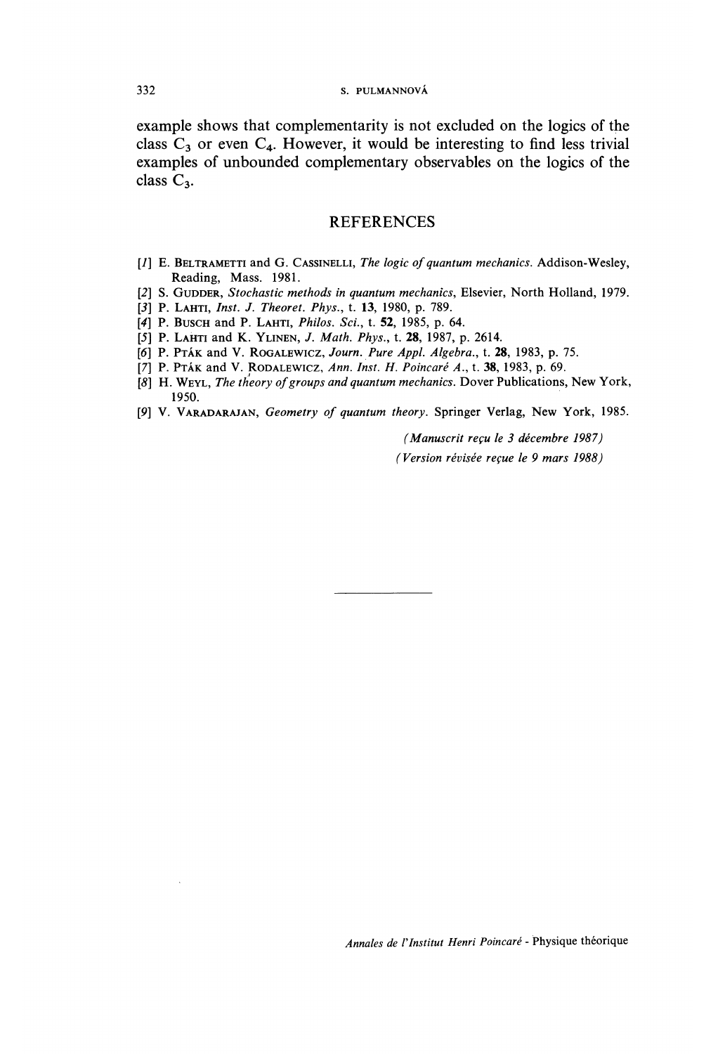example shows that complementarity is not excluded on the logics of the class $C_3$ or even $C_4$. However, it would be interesting to find less trivial examples of unbounded complementary observables on the logics of the class $C_3$.

## REFERENCES

[1] E. BELTRAMETTI and G. CASSINELLI, *The logic of quantum mechanics*. Addison-Wesley, Reading, Mass. 1981.

[2] S. GUDDER, *Stochastic methods in quantum mechanics*, Elsevier, North Holland, 1979.

[3] P. LAHTI, *Inst. J. Theoret. Phys.*, t. **13**, 1980, p. 789.

[4] P. BUSCH and P. LAHTI, *Philos. Sci.*, t. **52**, 1985, p. 64.

[5] P. LAHTI and K. YLINEN, *J. Math. Phys.*, t. **28**, 1987, p. 2614.

[6] P. PTÁK and V. ROGALEWICZ, *Journ. Pure Appl. Algebra.*, t. **28**, 1983, p. 75.

[7] P. PTÁK and V. RODALEWICZ, *Ann. Inst. H. Poincaré A.*, t. **38**, 1983, p. 69.

[8] H. WEYL, *The theory of groups and quantum mechanics*. Dover Publications, New York, 1950.

[9] V. VARADARAJAN, *Geometry of quantum theory*. Springer Verlag, New York, 1985.

*(Manuscrit reçu le 3 décembre 1987)*

*(Version révisée reçue le 9 mars 1988)*